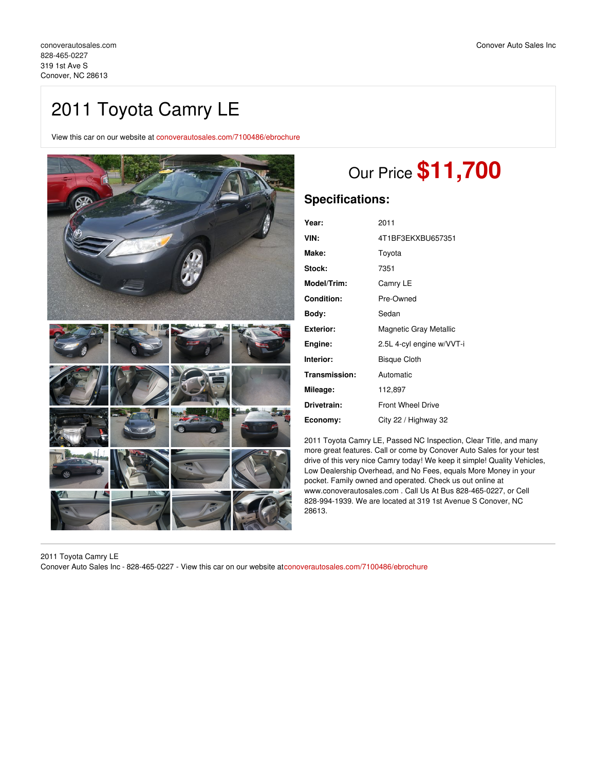conoverautosales.com
828-465-0227
319 1st Ave S
Conover, NC 28613

Conover Auto Sales Inc

# 2011 Toyota Camry LE

View this car on our website at conoverautosales.com/7100486/ebrochure

## Our Price **$11,700**

### Specifications:

| | |
|---|---|
| **Year:** | 2011 |
| **VIN:** | 4T1BF3EKXBU657351 |
| **Make:** | Toyota |
| **Stock:** | 7351 |
| **Model/Trim:** | Camry LE |
| **Condition:** | Pre-Owned |
| **Body:** | Sedan |
| **Exterior:** | Magnetic Gray Metallic |
| **Engine:** | 2.5L 4-cyl engine w/VVT-i |
| **Interior:** | Bisque Cloth |
| **Transmission:** | Automatic |
| **Mileage:** | 112,897 |
| **Drivetrain:** | Front Wheel Drive |
| **Economy:** | City 22 / Highway 32 |

2011 Toyota Camry LE, Passed NC Inspection, Clear Title, and many more great features. Call or come by Conover Auto Sales for your test drive of this very nice Camry today! We keep it simple! Quality Vehicles, Low Dealership Overhead, and No Fees, equals More Money in your pocket. Family owned and operated. Check us out online at www.conoverautosales.com . Call Us At Bus 828-465-0227, or Cell 828-994-1939. We are located at 319 1st Avenue S Conover, NC 28613.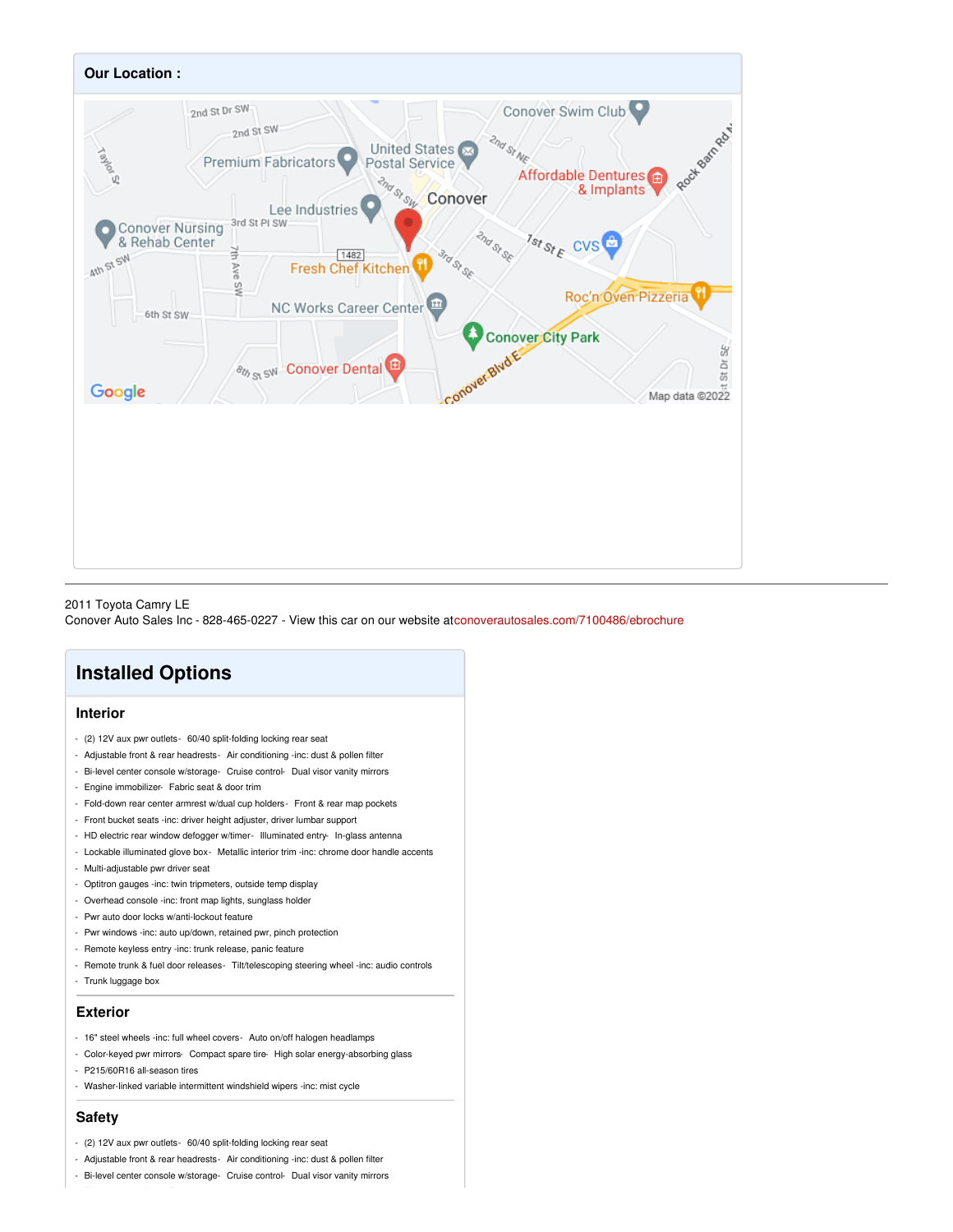## Our Location :

2011 Toyota Camry LE
Conover Auto Sales Inc - 828-465-0227 - View this car on our website atconoverautosales.com/7100486/ebrochure

# Installed Options

## Interior

- (2) 12V aux pwr outlets- 60/40 split-folding locking rear seat
- Adjustable front & rear headrests- Air conditioning -inc: dust & pollen filter
- Bi-level center console w/storage- Cruise control- Dual visor vanity mirrors
- Engine immobilizer- Fabric seat & door trim
- Fold-down rear center armrest w/dual cup holders- Front & rear map pockets
- Front bucket seats -inc: driver height adjuster, driver lumbar support
- HD electric rear window defogger w/timer- Illuminated entry- In-glass antenna
- Lockable illuminated glove box- Metallic interior trim -inc: chrome door handle accents
- Multi-adjustable pwr driver seat
- Optitron gauges -inc: twin tripmeters, outside temp display
- Overhead console -inc: front map lights, sunglass holder
- Pwr auto door locks w/anti-lockout feature
- Pwr windows -inc: auto up/down, retained pwr, pinch protection
- Remote keyless entry -inc: trunk release, panic feature
- Remote trunk & fuel door releases- Tilt/telescoping steering wheel -inc: audio controls
- Trunk luggage box

## Exterior

- 16" steel wheels -inc: full wheel covers- Auto on/off halogen headlamps
- Color-keyed pwr mirrors- Compact spare tire- High solar energy-absorbing glass
- P215/60R16 all-season tires
- Washer-linked variable intermittent windshield wipers -inc: mist cycle

## Safety

- (2) 12V aux pwr outlets- 60/40 split-folding locking rear seat
- Adjustable front & rear headrests- Air conditioning -inc: dust & pollen filter
- Bi-level center console w/storage- Cruise control- Dual visor vanity mirrors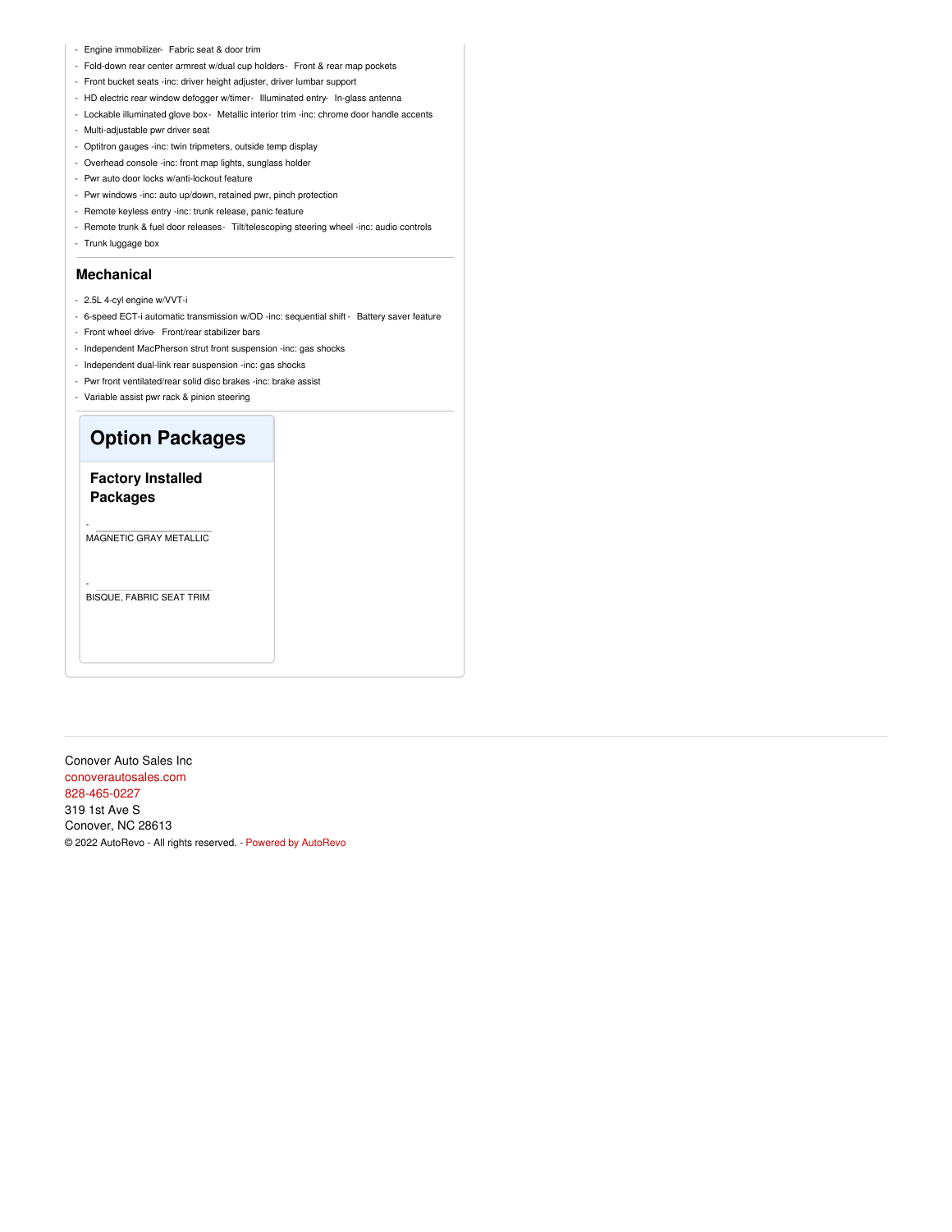- Engine immobilizer
- Fabric seat & door trim
- Fold-down rear center armrest w/dual cup holders
- Front & rear map pockets
- Front bucket seats -inc: driver height adjuster, driver lumbar support
- HD electric rear window defogger w/timer
- Illuminated entry
- In-glass antenna
- Lockable illuminated glove box
- Metallic interior trim -inc: chrome door handle accents
- Multi-adjustable pwr driver seat
- Optitron gauges -inc: twin tripmeters, outside temp display
- Overhead console -inc: front map lights, sunglass holder
- Pwr auto door locks w/anti-lockout feature
- Pwr windows -inc: auto up/down, retained pwr, pinch protection
- Remote keyless entry -inc: trunk release, panic feature
- Remote trunk & fuel door releases
- Tilt/telescoping steering wheel -inc: audio controls
- Trunk luggage box

## Mechanical

- 2.5L 4-cyl engine w/VVT-i
- 6-speed ECT-i automatic transmission w/OD -inc: sequential shift
- Battery saver feature
- Front wheel drive
- Front/rear stabilizer bars
- Independent MacPherson strut front suspension -inc: gas shocks
- Independent dual-link rear suspension -inc: gas shocks
- Pwr front ventilated/rear solid disc brakes -inc: brake assist
- Variable assist pwr rack & pinion steering

## Option Packages

### Factory Installed Packages

- MAGNETIC GRAY METALLIC

- BISQUE, FABRIC SEAT TRIM

Conover Auto Sales Inc
conoverautosales.com
828-465-0227
319 1st Ave S
Conover, NC 28613
© 2022 AutoRevo - All rights reserved. - Powered by AutoRevo